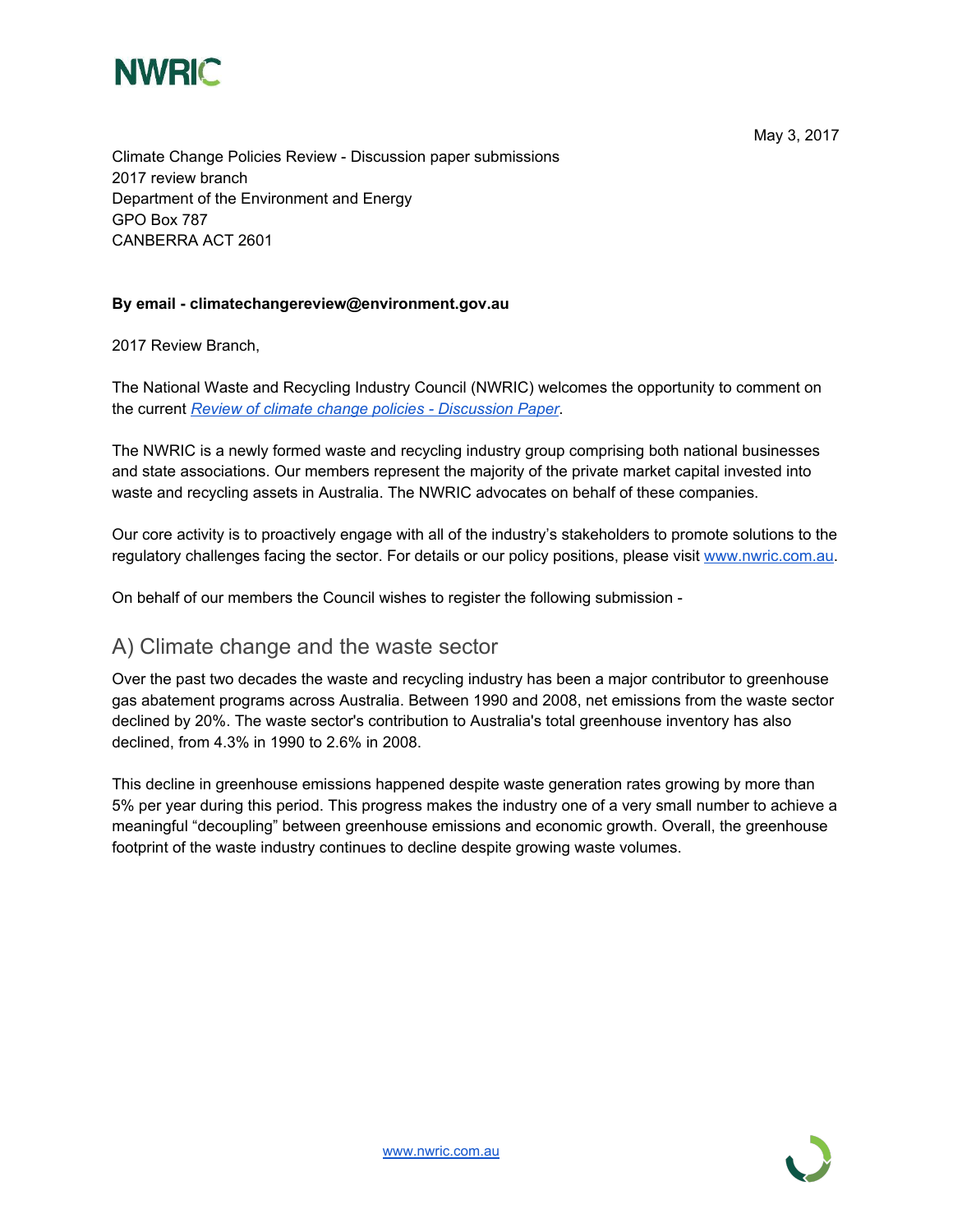NWRIC

May 3, 2017

Climate Change Policies Review - Discussion paper submissions
2017 review branch
Department of the Environment and Energy
GPO Box 787
CANBERRA ACT 2601

**By email - climatechangereview@environment.gov.au**

2017 Review Branch,

The National Waste and Recycling Industry Council (NWRIC) welcomes the opportunity to comment on the current *Review of climate change policies - Discussion Paper*.

The NWRIC is a newly formed waste and recycling industry group comprising both national businesses and state associations. Our members represent the majority of the private market capital invested into waste and recycling assets in Australia. The NWRIC advocates on behalf of these companies.

Our core activity is to proactively engage with all of the industry's stakeholders to promote solutions to the regulatory challenges facing the sector. For details or our policy positions, please visit www.nwric.com.au.

On behalf of our members the Council wishes to register the following submission -

## A) Climate change and the waste sector

Over the past two decades the waste and recycling industry has been a major contributor to greenhouse gas abatement programs across Australia. Between 1990 and 2008, net emissions from the waste sector declined by 20%. The waste sector's contribution to Australia's total greenhouse inventory has also declined, from 4.3% in 1990 to 2.6% in 2008.

This decline in greenhouse emissions happened despite waste generation rates growing by more than 5% per year during this period. This progress makes the industry one of a very small number to achieve a meaningful "decoupling" between greenhouse emissions and economic growth. Overall, the greenhouse footprint of the waste industry continues to decline despite growing waste volumes.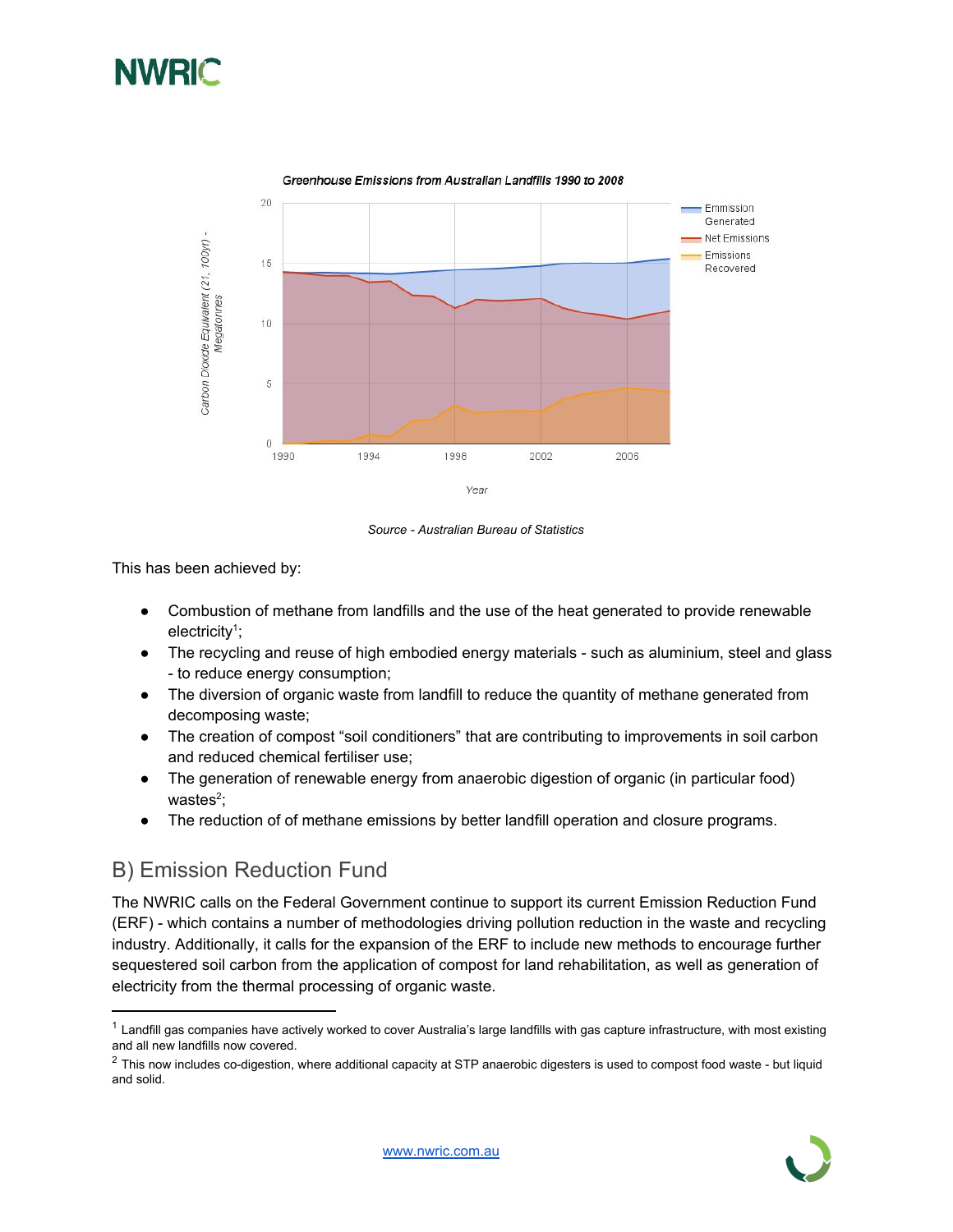Source - Australian Bureau of Statistics

This has been achieved by:

- Combustion of methane from landfills and the use of the heat generated to provide renewable electricity[1];
- The recycling and reuse of high embodied energy materials - such as aluminium, steel and glass - to reduce energy consumption;
- The diversion of organic waste from landfill to reduce the quantity of methane generated from decomposing waste;
- The creation of compost "soil conditioners" that are contributing to improvements in soil carbon and reduced chemical fertiliser use;
- The generation of renewable energy from anaerobic digestion of organic (in particular food) wastes[2];
- The reduction of of methane emissions by better landfill operation and closure programs.

## B) Emission Reduction Fund

The NWRIC calls on the Federal Government continue to support its current Emission Reduction Fund (ERF) - which contains a number of methodologies driving pollution reduction in the waste and recycling industry. Additionally, it calls for the expansion of the ERF to include new methods to encourage further sequestered soil carbon from the application of compost for land rehabilitation, as well as generation of electricity from the thermal processing of organic waste.

---

[1] Landfill gas companies have actively worked to cover Australia's large landfills with gas capture infrastructure, with most existing and all new landfills now covered.

[2] This now includes co-digestion, where additional capacity at STP anaerobic digesters is used to compost food waste - but liquid and solid.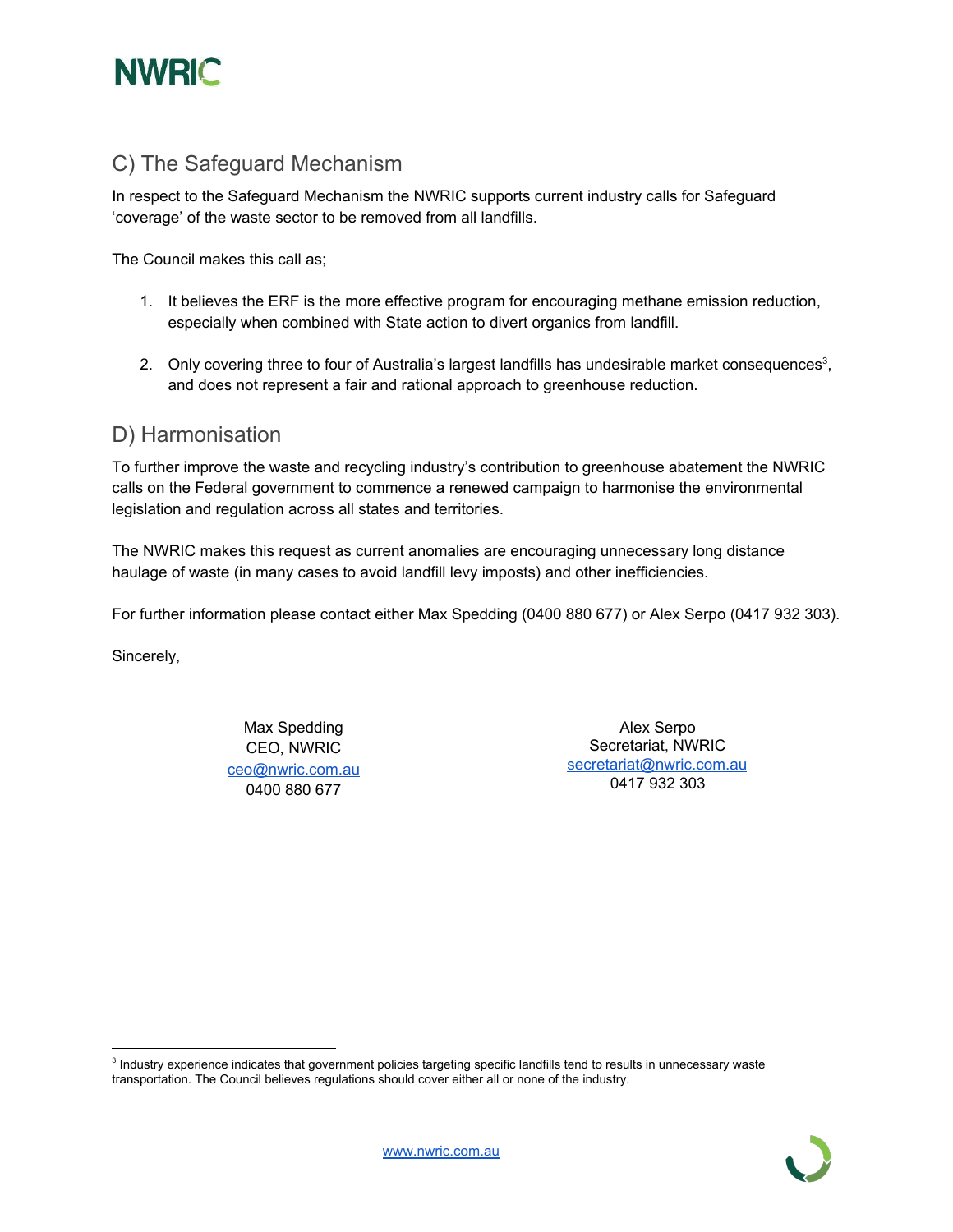## C) The Safeguard Mechanism

In respect to the Safeguard Mechanism the NWRIC supports current industry calls for Safeguard 'coverage' of the waste sector to be removed from all landfills.

The Council makes this call as;

1. It believes the ERF is the more effective program for encouraging methane emission reduction, especially when combined with State action to divert organics from landfill.

2. Only covering three to four of Australia's largest landfills has undesirable market consequences[3], and does not represent a fair and rational approach to greenhouse reduction.

## D) Harmonisation

To further improve the waste and recycling industry's contribution to greenhouse abatement the NWRIC calls on the Federal government to commence a renewed campaign to harmonise the environmental legislation and regulation across all states and territories.

The NWRIC makes this request as current anomalies are encouraging unnecessary long distance haulage of waste (in many cases to avoid landfill levy imposts) and other inefficiencies.

For further information please contact either Max Spedding (0400 880 677) or Alex Serpo (0417 932 303).

Sincerely,

Max Spedding
CEO, NWRIC
ceo@nwric.com.au
0400 880 677

Alex Serpo
Secretariat, NWRIC
secretariat@nwric.com.au
0417 932 303

[3] Industry experience indicates that government policies targeting specific landfills tend to results in unnecessary waste transportation. The Council believes regulations should cover either all or none of the industry.